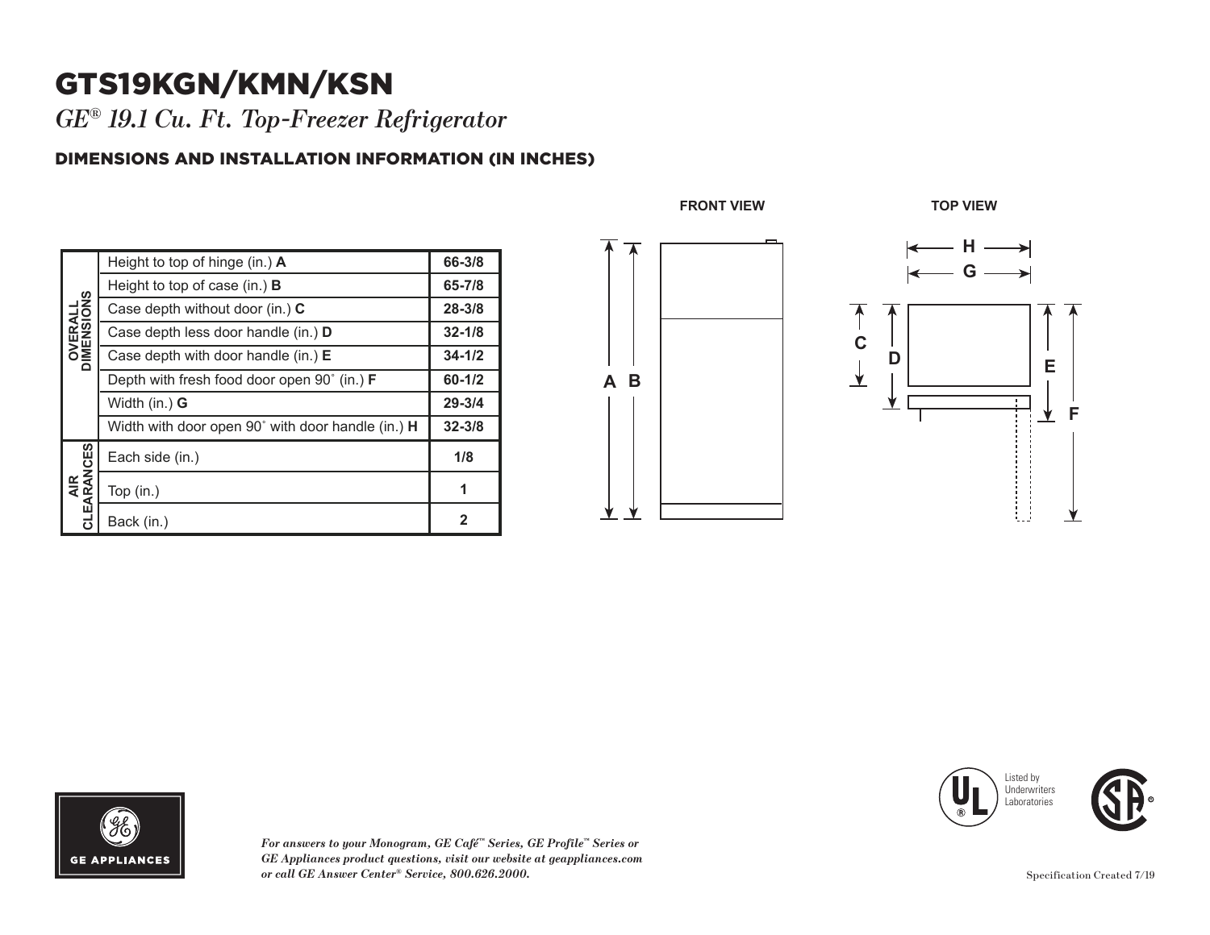# GTS19KGN/KMN/KSN

*GE® 19.1 Cu. Ft. Top-Freezer Refrigerator*

## DIMENSIONS AND INSTALLATION INFORMATION (IN INCHES)

FRONT VIEW

TOP VIEW

| | | |
|---|---|---|
| OVERALL DIMENSIONS | Height to top of hinge (in.) **A** | 66-3/8 |
| | Height to top of case (in.) **B** | 65-7/8 |
| | Case depth without door (in.) **C** | 28-3/8 |
| | Case depth less door handle (in.) **D** | 32-1/8 |
| | Case depth with door handle (in.) **E** | 34-1/2 |
| | Depth with fresh food door open 90˚ (in.) **F** | 60-1/2 |
| | Width (in.) **G** | 29-3/4 |
| | Width with door open 90˚ with door handle (in.) **H** | 32-3/8 |
| AIR CLEARANCES | Each side (in.) | 1/8 |
| | Top (in.) | 1 |
| | Back (in.) | 2 |

GE APPLIANCES

*For answers to your Monogram, GE Café™ Series, GE Profile™ Series or GE Appliances product questions, visit our website at geappliances.com or call GE Answer Center® Service, 800.626.2000.*

Listed by Underwriters Laboratories

Specification Created 7/19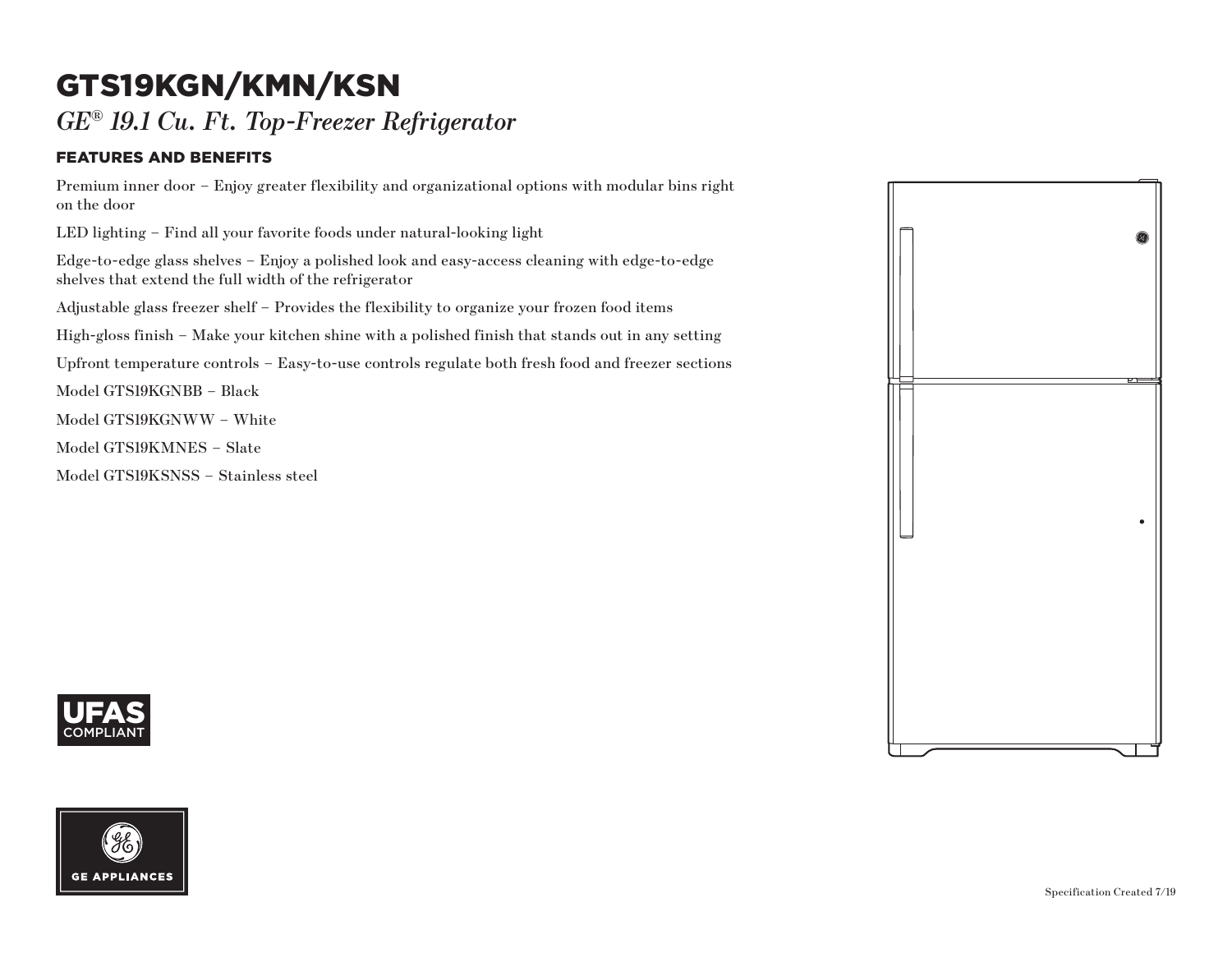# GTS19KGN/KMN/KSN

*GE® 19.1 Cu. Ft. Top-Freezer Refrigerator*

## FEATURES AND BENEFITS

Premium inner door – Enjoy greater flexibility and organizational options with modular bins right on the door

LED lighting – Find all your favorite foods under natural-looking light

Edge-to-edge glass shelves – Enjoy a polished look and easy-access cleaning with edge-to-edge shelves that extend the full width of the refrigerator

Adjustable glass freezer shelf – Provides the flexibility to organize your frozen food items

High-gloss finish – Make your kitchen shine with a polished finish that stands out in any setting

Upfront temperature controls – Easy-to-use controls regulate both fresh food and freezer sections

Model GTS19KGNBB – Black

Model GTS19KGNWW – White

Model GTS19KMNES – Slate

Model GTS19KSNSS – Stainless steel

UFAS COMPLIANT

GE APPLIANCES

Specification Created 7/19